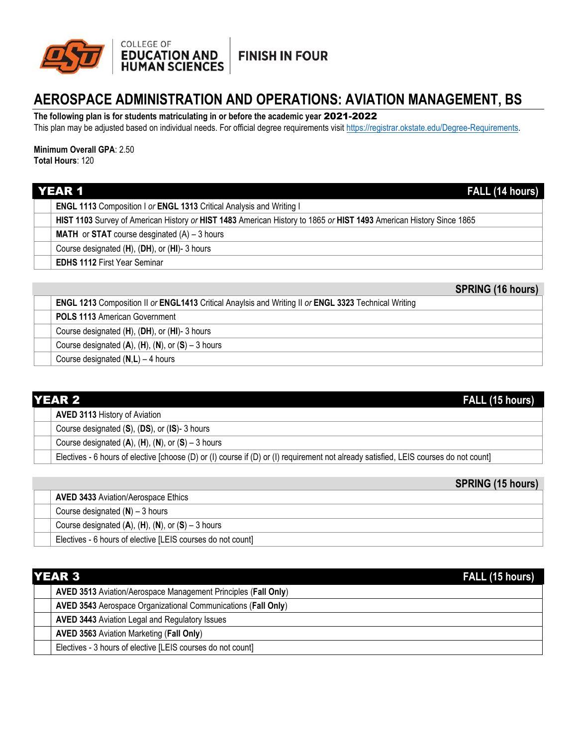COLLEGE OF **EDUCATION AND HUMAN SCIENCES** | **FINISH IN FOUR**

# AEROSPACE ADMINISTRATION AND OPERATIONS: AVIATION MANAGEMENT, BS

**The following plan is for students matriculating in or before the academic year 2021-2022**

This plan may be adjusted based on individual needs. For official degree requirements visit https://registrar.okstate.edu/Degree-Requirements.

**Minimum Overall GPA**: 2.50
**Total Hours**: 120

## YEAR 1

| | **FALL (14 hours)** |
|---|---|
| | **ENGL 1113** Composition I *or* **ENGL 1313** Critical Analysis and Writing I |
| | **HIST 1103** Survey of American History *or* **HIST 1483** American History to 1865 *or* **HIST 1493** American History Since 1865 |
| | **MATH** or **STAT** course desginated (A) – 3 hours |
| | Course designated (**H**), (**DH**), or (**HI**)- 3 hours |
| | **EDHS 1112** First Year Seminar |

| | **SPRING (16 hours)** |
|---|---|
| | **ENGL 1213** Composition II *or* **ENGL1413** Critical Anaylsis and Writing II *or* **ENGL 3323** Technical Writing |
| | **POLS 1113** American Government |
| | Course designated (**H**), (**DH**), or (**HI**)- 3 hours |
| | Course designated (**A**), (**H**), (**N**), or (**S**) – 3 hours |
| | Course designated (**N,L**) – 4 hours |

## YEAR 2

| | **FALL (15 hours)** |
|---|---|
| | **AVED 3113** History of Aviation |
| | Course designated (**S**), (**DS**), or (**IS**)- 3 hours |
| | Course designated (**A**), (**H**), (**N**), or (**S**) – 3 hours |
| | Electives - 6 hours of elective [choose (D) or (I) course if (D) or (I) requirement not already satisfied, LEIS courses do not count] |

| | **SPRING (15 hours)** |
|---|---|
| | **AVED 3433** Aviation/Aerospace Ethics |
| | Course designated (**N**) – 3 hours |
| | Course designated (**A**), (**H**), (**N**), or (**S**) – 3 hours |
| | Electives - 6 hours of elective [LEIS courses do not count] |

## YEAR 3

| | **FALL (15 hours)** |
|---|---|
| | **AVED 3513** Aviation/Aerospace Management Principles (**Fall Only**) |
| | **AVED 3543** Aerospace Organizational Communications (**Fall Only**) |
| | **AVED 3443** Aviation Legal and Regulatory Issues |
| | **AVED 3563** Aviation Marketing (**Fall Only**) |
| | Electives - 3 hours of elective [LEIS courses do not count] |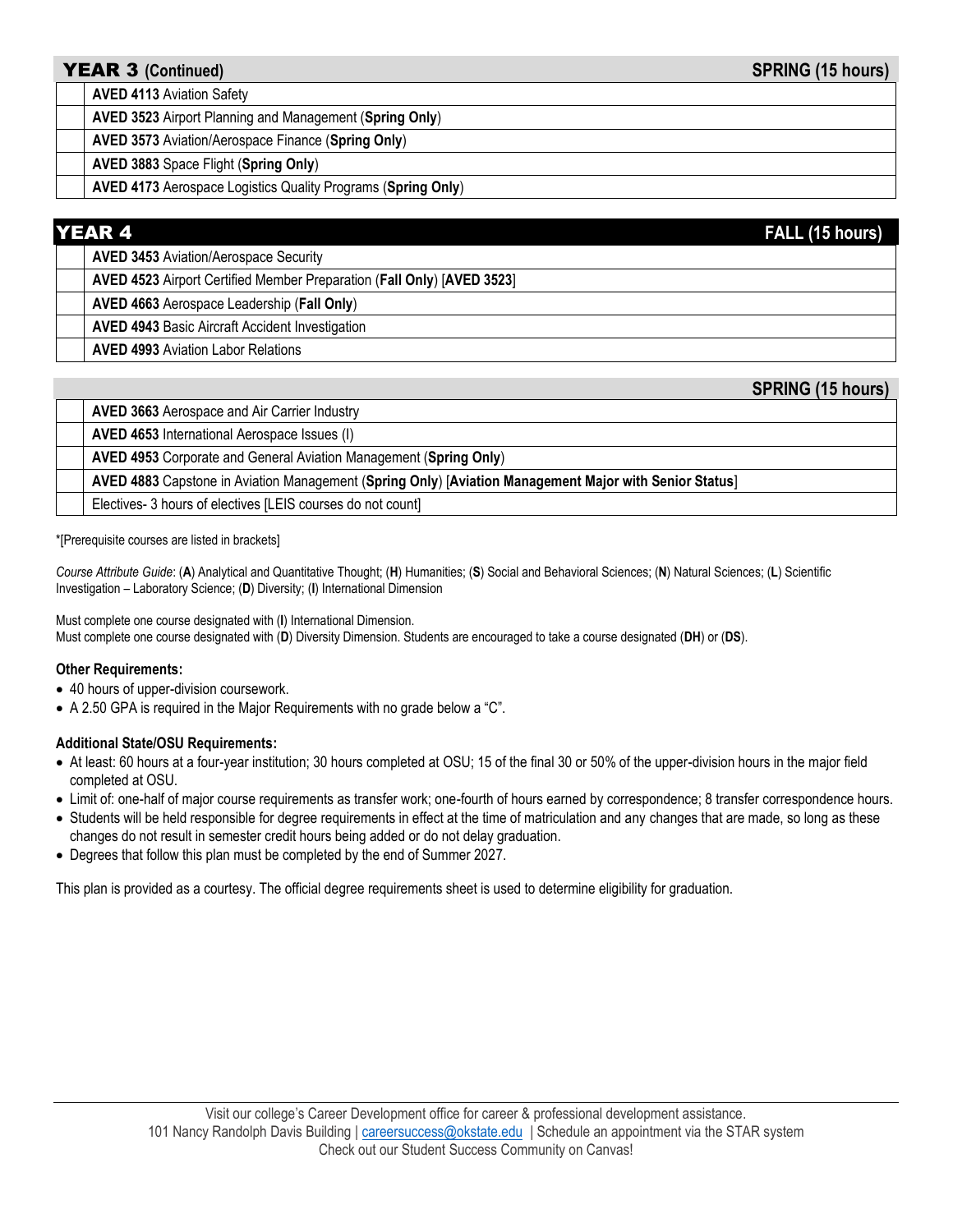| YEAR 3 (Continued) | SPRING (15 hours) |
|---|---|
| | **AVED 4113** Aviation Safety |
| | **AVED 3523** Airport Planning and Management (**Spring Only**) |
| | **AVED 3573** Aviation/Aerospace Finance (**Spring Only**) |
| | **AVED 3883** Space Flight (**Spring Only**) |
| | **AVED 4173** Aerospace Logistics Quality Programs (**Spring Only**) |

| YEAR 4 | FALL (15 hours) |
|---|---|
| | **AVED 3453** Aviation/Aerospace Security |
| | **AVED 4523** Airport Certified Member Preparation (**Fall Only**) [**AVED 3523**] |
| | **AVED 4663** Aerospace Leadership (**Fall Only**) |
| | **AVED 4943** Basic Aircraft Accident Investigation |
| | **AVED 4993** Aviation Labor Relations |

| | SPRING (15 hours) |
|---|---|
| | **AVED 3663** Aerospace and Air Carrier Industry |
| | **AVED 4653** International Aerospace Issues (I) |
| | **AVED 4953** Corporate and General Aviation Management (**Spring Only**) |
| | **AVED 4883** Capstone in Aviation Management (**Spring Only**) [**Aviation Management Major with Senior Status**] |
| | Electives- 3 hours of electives [LEIS courses do not count] |

*[Prerequisite courses are listed in brackets]

*Course Attribute Guide*: (**A**) Analytical and Quantitative Thought; (**H**) Humanities; (**S**) Social and Behavioral Sciences; (**N**) Natural Sciences; (**L**) Scientific Investigation – Laboratory Science; (**D**) Diversity; (**I**) International Dimension

Must complete one course designated with (**I**) International Dimension.
Must complete one course designated with (**D**) Diversity Dimension. Students are encouraged to take a course designated (**DH**) or (**DS**).

**Other Requirements:**

- 40 hours of upper-division coursework.
- A 2.50 GPA is required in the Major Requirements with no grade below a "C".

**Additional State/OSU Requirements:**

- At least: 60 hours at a four-year institution; 30 hours completed at OSU; 15 of the final 30 or 50% of the upper-division hours in the major field completed at OSU.
- Limit of: one-half of major course requirements as transfer work; one-fourth of hours earned by correspondence; 8 transfer correspondence hours.
- Students will be held responsible for degree requirements in effect at the time of matriculation and any changes that are made, so long as these changes do not result in semester credit hours being added or do not delay graduation.
- Degrees that follow this plan must be completed by the end of Summer 2027.

This plan is provided as a courtesy. The official degree requirements sheet is used to determine eligibility for graduation.

Visit our college's Career Development office for career & professional development assistance.
101 Nancy Randolph Davis Building | careersuccess@okstate.edu | Schedule an appointment via the STAR system
Check out our Student Success Community on Canvas!